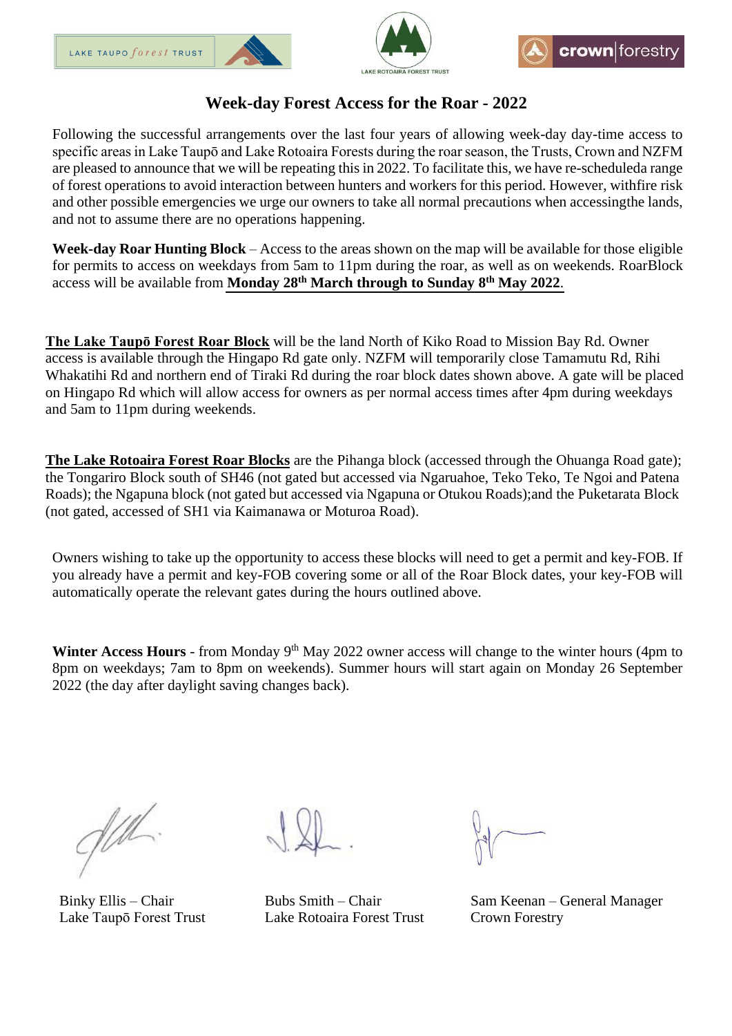LAKE TAUPO *forest* TRUST

LAKE ROTOAIRA FOREST TRUST

crown|forestry

# Week-day Forest Access for the Roar - 2022

Following the successful arrangements over the last four years of allowing week-day day-time access to specific areas in Lake Taupō and Lake Rotoaira Forests during the roar season, the Trusts, Crown and NZFM are pleased to announce that we will be repeating this in 2022. To facilitate this, we have re-scheduleda range of forest operations to avoid interaction between hunters and workers for this period. However, withfire risk and other possible emergencies we urge our owners to take all normal precautions when accessingthe lands, and not to assume there are no operations happening.

**Week-day Roar Hunting Block** – Access to the areas shown on the map will be available for those eligible for permits to access on weekdays from 5am to 11pm during the roar, as well as on weekends. RoarBlock access will be available from **Monday 28th March through to Sunday 8th May 2022**.

**The Lake Taupō Forest Roar Block** will be the land North of Kiko Road to Mission Bay Rd. Owner access is available through the Hingapo Rd gate only. NZFM will temporarily close Tamamutu Rd, Rihi Whakatihi Rd and northern end of Tiraki Rd during the roar block dates shown above. A gate will be placed on Hingapo Rd which will allow access for owners as per normal access times after 4pm during weekdays and 5am to 11pm during weekends.

**The Lake Rotoaira Forest Roar Blocks** are the Pihanga block (accessed through the Ohuanga Road gate); the Tongariro Block south of SH46 (not gated but accessed via Ngaruahoe, Teko Teko, Te Ngoi and Patena Roads); the Ngapuna block (not gated but accessed via Ngapuna or Otukou Roads);and the Puketarata Block (not gated, accessed of SH1 via Kaimanawa or Moturoa Road).

Owners wishing to take up the opportunity to access these blocks will need to get a permit and key-FOB. If you already have a permit and key-FOB covering some or all of the Roar Block dates, your key-FOB will automatically operate the relevant gates during the hours outlined above.

**Winter Access Hours** - from Monday 9th May 2022 owner access will change to the winter hours (4pm to 8pm on weekdays; 7am to 8pm on weekends). Summer hours will start again on Monday 26 September 2022 (the day after daylight saving changes back).

Binky Ellis – Chair
Lake Taupō Forest Trust

Bubs Smith – Chair
Lake Rotoaira Forest Trust

Sam Keenan – General Manager
Crown Forestry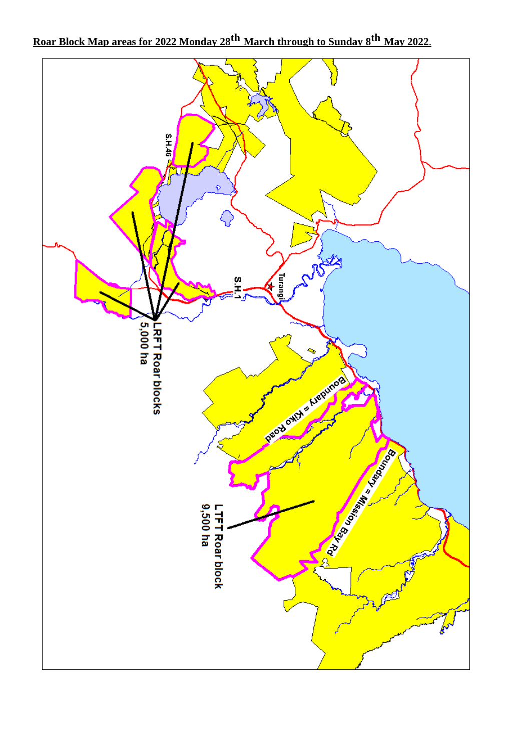**Roar Block Map areas for 2022 Monday 28th March through to Sunday 8th May 2022.**

S.H.46

S.H.1

Turangi

LRFT Roar blocks
5,000 ha

Boundary = Kiko Road

Boundary = Mission Bay Rd

LTFT Roar block
9,500 ha